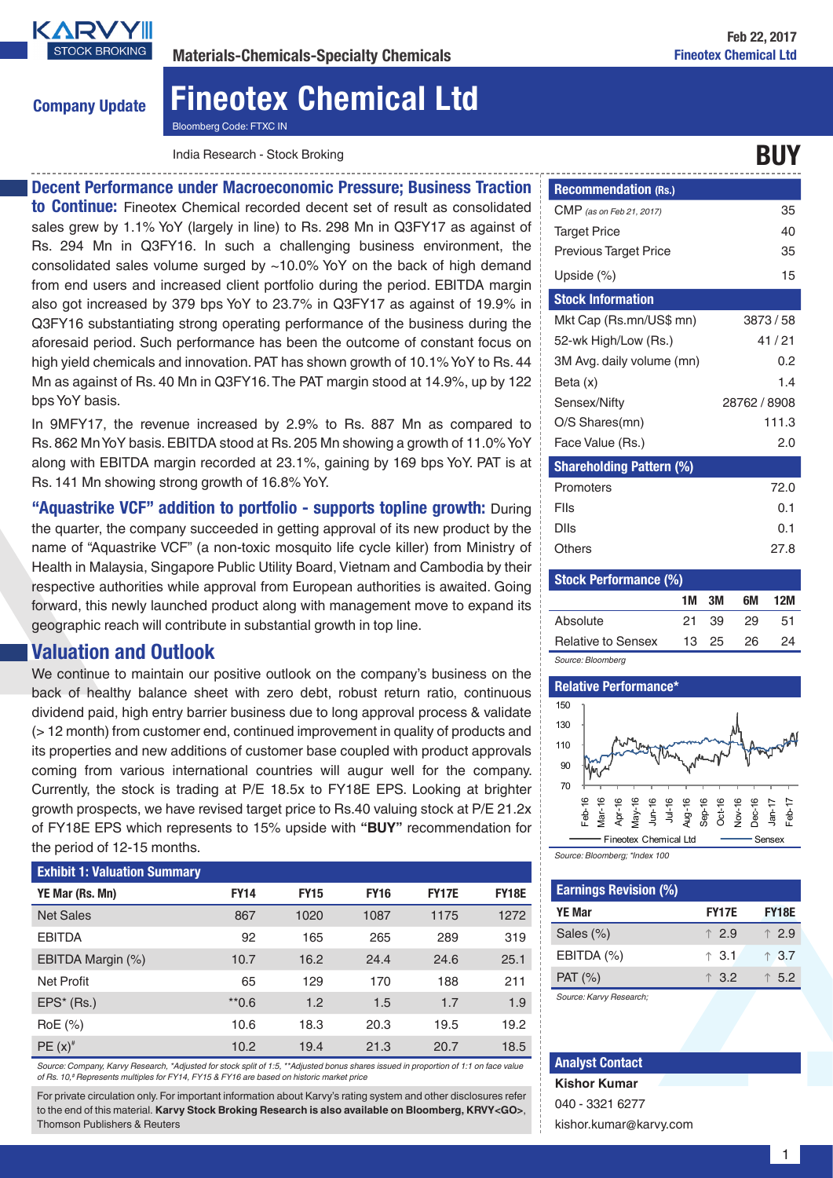# Fineotex Chemical Ltd

Materials-Chemicals-Specialty Chemicals

Feb 22, 2017

**Company Update**

Bloomberg Code: FTXC IN

India Research - Stock Broking

**BUY**

## Decent Performance under Macroeconomic Pressure; Business Traction to Continue:

Fineotex Chemical recorded decent set of result as consolidated sales grew by 1.1% YoY (largely in line) to Rs. 298 Mn in Q3FY17 as against of Rs. 294 Mn in Q3FY16. In such a challenging business environment, the consolidated sales volume surged by ~10.0% YoY on the back of high demand from end users and increased client portfolio during the period. EBITDA margin also got increased by 379 bps YoY to 23.7% in Q3FY17 as against of 19.9% in Q3FY16 substantiating strong operating performance of the business during the aforesaid period. Such performance has been the outcome of constant focus on high yield chemicals and innovation. PAT has shown growth of 10.1% YoY to Rs. 44 Mn as against of Rs. 40 Mn in Q3FY16. The PAT margin stood at 14.9%, up by 122 bps YoY basis.

In 9MFY17, the revenue increased by 2.9% to Rs. 887 Mn as compared to Rs. 862 Mn YoY basis. EBITDA stood at Rs. 205 Mn showing a growth of 11.0% YoY along with EBITDA margin recorded at 23.1%, gaining by 169 bps YoY. PAT is at Rs. 141 Mn showing strong growth of 16.8% YoY.

**"Aquastrike VCF" addition to portfolio - supports topline growth:** During the quarter, the company succeeded in getting approval of its new product by the name of "Aquastrike VCF" (a non-toxic mosquito life cycle killer) from Ministry of Health in Malaysia, Singapore Public Utility Board, Vietnam and Cambodia by their respective authorities while approval from European authorities is awaited. Going forward, this newly launched product along with management move to expand its geographic reach will contribute in substantial growth in top line.

## Valuation and Outlook

We continue to maintain our positive outlook on the company's business on the back of healthy balance sheet with zero debt, robust return ratio, continuous dividend paid, high entry barrier business due to long approval process & validate (> 12 month) from customer end, continued improvement in quality of products and its properties and new additions of customer base coupled with product approvals coming from various international countries will augur well for the company. Currently, the stock is trading at P/E 18.5x to FY18E EPS. Looking at brighter growth prospects, we have revised target price to Rs.40 valuing stock at P/E 21.2x of FY18E EPS which represents to 15% upside with **"BUY"** recommendation for the period of 12-15 months.

**Exhibit 1: Valuation Summary**

| YE Mar (Rs. Mn) | FY14 | FY15 | FY16 | FY17E | FY18E |
|---|---|---|---|---|---|
| Net Sales | 867 | 1020 | 1087 | 1175 | 1272 |
| EBITDA | 92 | 165 | 265 | 289 | 319 |
| EBITDA Margin (%) | 10.7 | 16.2 | 24.4 | 24.6 | 25.1 |
| Net Profit | 65 | 129 | 170 | 188 | 211 |
| EPS* (Rs.) | **0.6 | 1.2 | 1.5 | 1.7 | 1.9 |
| RoE (%) | 10.6 | 18.3 | 20.3 | 19.5 | 19.2 |
| PE (x)# | 10.2 | 19.4 | 21.3 | 20.7 | 18.5 |

*Source: Company, Karvy Research, *Adjusted for stock split of 1:5, **Adjusted bonus shares issued in proportion of 1:1 on face value of Rs. 10,# Represents multiples for FY14, FY15 & FY16 are based on historic market price*

For private circulation only. For important information about Karvy's rating system and other disclosures refer to the end of this material. **Karvy Stock Broking Research is also available on Bloomberg, KRVY<GO>**, Thomson Publishers & Reuters

**Recommendation (Rs.)**

| | |
|---|---|
| CMP *(as on Feb 21, 2017)* | 35 |
| Target Price | 40 |
| Previous Target Price | 35 |
| Upside (%) | 15 |

**Stock Information**

| | |
|---|---|
| Mkt Cap (Rs.mn/US$ mn) | 3873 / 58 |
| 52-wk High/Low (Rs.) | 41 / 21 |
| 3M Avg. daily volume (mn) | 0.2 |
| Beta (x) | 1.4 |
| Sensex/Nifty | 28762 / 8908 |
| O/S Shares(mn) | 111.3 |
| Face Value (Rs.) | 2.0 |

**Shareholding Pattern (%)**

| | |
|---|---|
| Promoters | 72.0 |
| FIIs | 0.1 |
| DIIs | 0.1 |
| Others | 27.8 |

**Stock Performance (%)**

| | 1M | 3M | 6M | 12M |
|---|---|---|---|---|
| Absolute | 21 | 39 | 29 | 51 |
| Relative to Sensex | 13 | 25 | 26 | 24 |

*Source: Bloomberg*

**Relative Performance***

*Source: Bloomberg; *Index 100*

**Earnings Revision (%)**

| YE Mar | FY17E | FY18E |
|---|---|---|
| Sales (%) | ↑ 2.9 | ↑ 2.9 |
| EBITDA (%) | ↑ 3.1 | ↑ 3.7 |
| PAT (%) | ↑ 3.2 | ↑ 5.2 |

*Source: Karvy Research;*

**Analyst Contact**

**Kishor Kumar**

040 - 3321 6277

kishor.kumar@karvy.com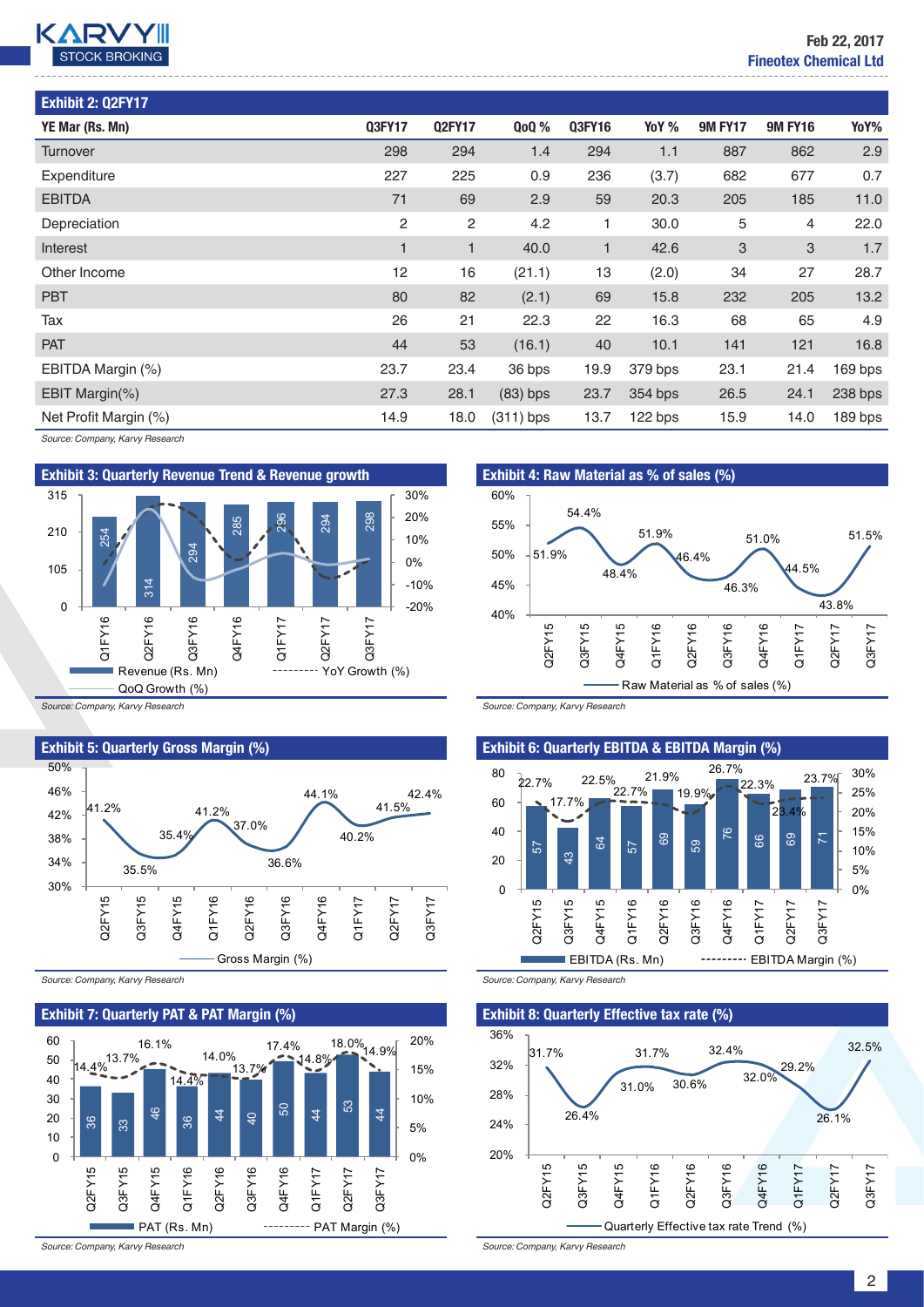## Exhibit 2: Q2FY17

| YE Mar (Rs. Mn) | Q3FY17 | Q2FY17 | QoQ % | Q3FY16 | YoY % | 9M FY17 | 9M FY16 | YoY% |
|---|---|---|---|---|---|---|---|---|
| Turnover | 298 | 294 | 1.4 | 294 | 1.1 | 887 | 862 | 2.9 |
| Expenditure | 227 | 225 | 0.9 | 236 | (3.7) | 682 | 677 | 0.7 |
| EBITDA | 71 | 69 | 2.9 | 59 | 20.3 | 205 | 185 | 11.0 |
| Depreciation | 2 | 2 | 4.2 | 1 | 30.0 | 5 | 4 | 22.0 |
| Interest | 1 | 1 | 40.0 | 1 | 42.6 | 3 | 3 | 1.7 |
| Other Income | 12 | 16 | (21.1) | 13 | (2.0) | 34 | 27 | 28.7 |
| PBT | 80 | 82 | (2.1) | 69 | 15.8 | 232 | 205 | 13.2 |
| Tax | 26 | 21 | 22.3 | 22 | 16.3 | 68 | 65 | 4.9 |
| PAT | 44 | 53 | (16.1) | 40 | 10.1 | 141 | 121 | 16.8 |
| EBITDA Margin (%) | 23.7 | 23.4 | 36 bps | 19.9 | 379 bps | 23.1 | 21.4 | 169 bps |
| EBIT Margin(%) | 27.3 | 28.1 | (83) bps | 23.7 | 354 bps | 26.5 | 24.1 | 238 bps |
| Net Profit Margin (%) | 14.9 | 18.0 | (311) bps | 13.7 | 122 bps | 15.9 | 14.0 | 189 bps |

*Source: Company, Karvy Research*

## Exhibit 3: Quarterly Revenue Trend & Revenue growth

| | Q1FY16 | Q2FY16 | Q3FY16 | Q4FY16 | Q1FY17 | Q2FY17 | Q3FY17 |
|---|---|---|---|---|---|---|---|
| Revenue (Rs. Mn) | 254 | 314 | 294 | 285 | 296 | 294 | 298 |

*Source: Company, Karvy Research*

## Exhibit 4: Raw Material as % of sales (%)

| Q2FY15 | Q3FY15 | Q4FY15 | Q1FY16 | Q2FY16 | Q3FY16 | Q4FY16 | Q1FY17 | Q2FY17 | Q3FY17 |
|---|---|---|---|---|---|---|---|---|---|
| 51.9% | 54.4% | 48.4% | 51.9% | 46.4% | 46.3% | 51.0% | 44.5% | 43.8% | 51.5% |

*Source: Company, Karvy Research*

## Exhibit 5: Quarterly Gross Margin (%)

| Q2FY15 | Q3FY15 | Q4FY15 | Q1FY16 | Q2FY16 | Q3FY16 | Q4FY16 | Q1FY17 | Q2FY17 | Q3FY17 |
|---|---|---|---|---|---|---|---|---|---|
| 41.2% | 35.5% | 35.4% | 41.2% | 37.0% | 36.6% | 44.1% | 40.2% | 41.5% | 42.4% |

*Source: Company, Karvy Research*

## Exhibit 6: Quarterly EBITDA & EBITDA Margin (%)

| | Q2FY15 | Q3FY15 | Q4FY15 | Q1FY16 | Q2FY16 | Q3FY16 | Q4FY16 | Q1FY17 | Q2FY17 | Q3FY17 |
|---|---|---|---|---|---|---|---|---|---|---|
| EBITDA (Rs. Mn) | 57 | 43 | 64 | 57 | 69 | 59 | 76 | 66 | 69 | 71 |
| EBITDA Margin (%) | 22.7% | 17.7% | 22.5% | 22.7% | 21.9% | 19.9% | 26.7% | 22.3% | 23.4% | 23.7% |

*Source: Company, Karvy Research*

## Exhibit 7: Quarterly PAT & PAT Margin (%)

| | Q2FY15 | Q3FY15 | Q4FY15 | Q1FY16 | Q2FY16 | Q3FY16 | Q4FY16 | Q1FY17 | Q2FY17 | Q3FY17 |
|---|---|---|---|---|---|---|---|---|---|---|
| PAT (Rs. Mn) | 36 | 33 | 46 | 36 | 44 | 40 | 50 | 44 | 53 | 44 |
| PAT Margin (%) | 14.4% | 13.7% | 16.1% | 14.4% | 14.0% | 13.7% | 17.4% | 14.8% | 18.0% | 14.9% |

*Source: Company, Karvy Research*

## Exhibit 8: Quarterly Effective tax rate (%)

| Q2FY15 | Q3FY15 | Q4FY15 | Q1FY16 | Q2FY16 | Q3FY16 | Q4FY16 | Q1FY17 | Q2FY17 | Q3FY17 |
|---|---|---|---|---|---|---|---|---|---|
| 31.7% | 26.4% | 31.0% | 31.7% | 30.6% | 32.4% | 32.0% | 29.2% | 26.1% | 32.5% |

*Source: Company, Karvy Research*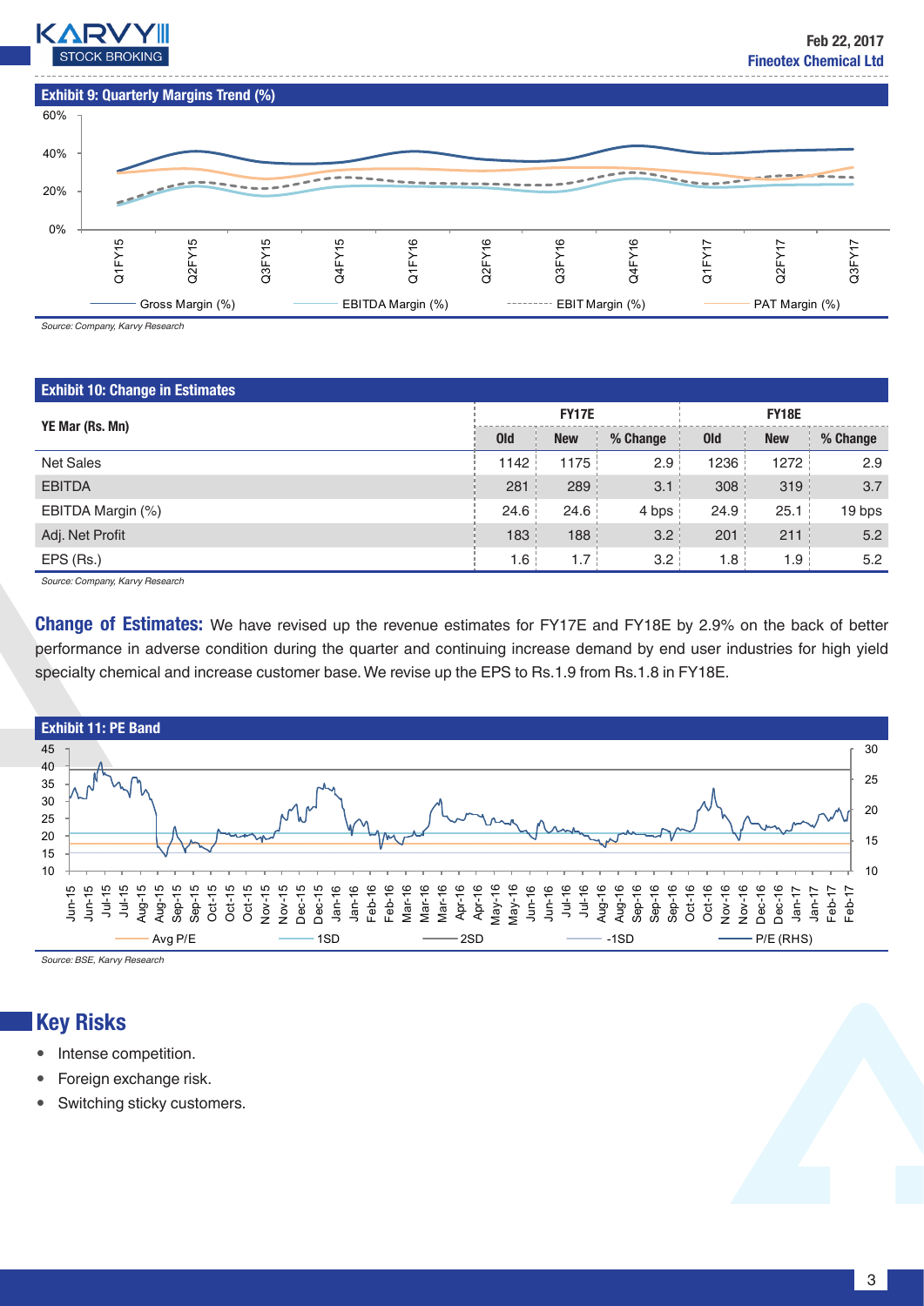**Exhibit 9: Quarterly Margins Trend (%)**

Source: Company, Karvy Research

**Exhibit 10: Change in Estimates**

| YE Mar (Rs. Mn) | FY17E | | | FY18E | | |
|---|---|---|---|---|---|---|
| | Old | New | % Change | Old | New | % Change |
| Net Sales | 1142 | 1175 | 2.9 | 1236 | 1272 | 2.9 |
| EBITDA | 281 | 289 | 3.1 | 308 | 319 | 3.7 |
| EBITDA Margin (%) | 24.6 | 24.6 | 4 bps | 24.9 | 25.1 | 19 bps |
| Adj. Net Profit | 183 | 188 | 3.2 | 201 | 211 | 5.2 |
| EPS (Rs.) | 1.6 | 1.7 | 3.2 | 1.8 | 1.9 | 5.2 |

Source: Company, Karvy Research

**Change of Estimates:** We have revised up the revenue estimates for FY17E and FY18E by 2.9% on the back of better performance in adverse condition during the quarter and continuing increase demand by end user industries for high yield specialty chemical and increase customer base. We revise up the EPS to Rs.1.9 from Rs.1.8 in FY18E.

**Exhibit 11: PE Band**

Source: BSE, Karvy Research

## Key Risks

- Intense competition.
- Foreign exchange risk.
- Switching sticky customers.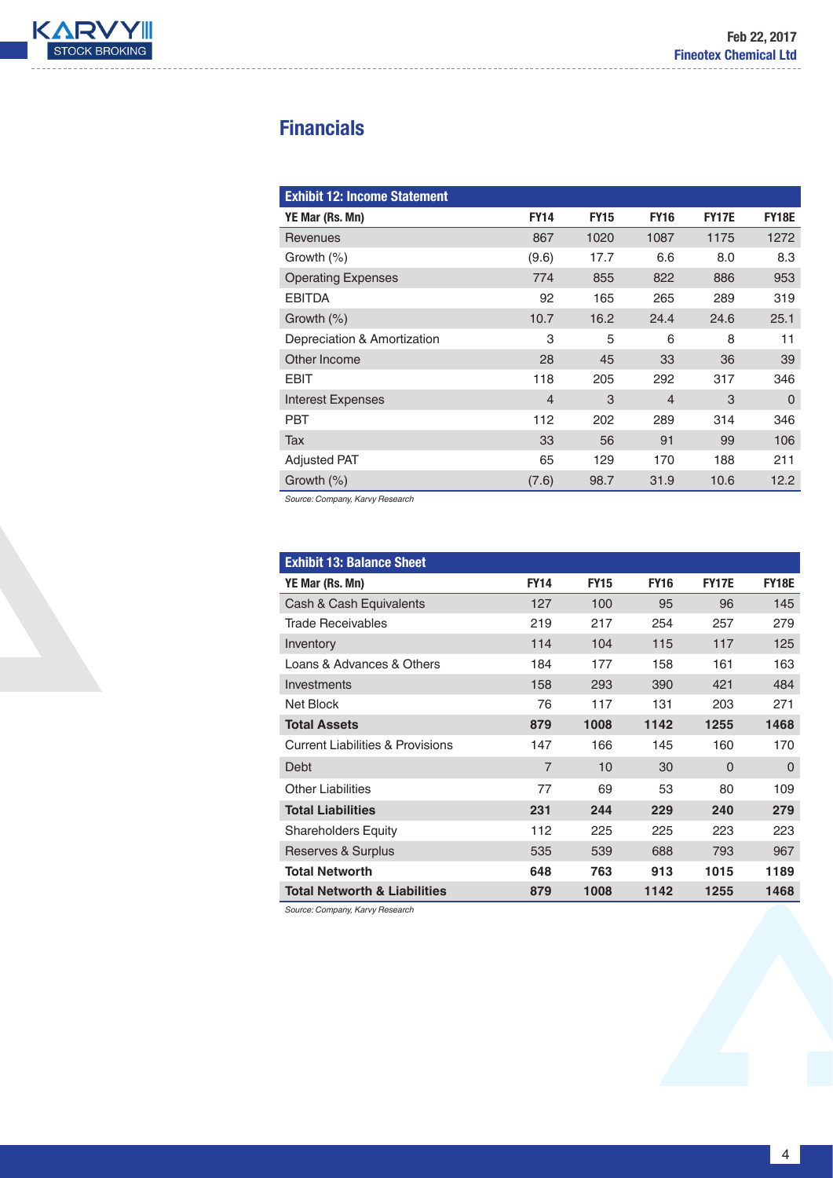## Financials

**Exhibit 12: Income Statement**

| YE Mar (Rs. Mn) | FY14 | FY15 | FY16 | FY17E | FY18E |
|---|---|---|---|---|---|
| Revenues | 867 | 1020 | 1087 | 1175 | 1272 |
| Growth (%) | (9.6) | 17.7 | 6.6 | 8.0 | 8.3 |
| Operating Expenses | 774 | 855 | 822 | 886 | 953 |
| EBITDA | 92 | 165 | 265 | 289 | 319 |
| Growth (%) | 10.7 | 16.2 | 24.4 | 24.6 | 25.1 |
| Depreciation & Amortization | 3 | 5 | 6 | 8 | 11 |
| Other Income | 28 | 45 | 33 | 36 | 39 |
| EBIT | 118 | 205 | 292 | 317 | 346 |
| Interest Expenses | 4 | 3 | 4 | 3 | 0 |
| PBT | 112 | 202 | 289 | 314 | 346 |
| Tax | 33 | 56 | 91 | 99 | 106 |
| Adjusted PAT | 65 | 129 | 170 | 188 | 211 |
| Growth (%) | (7.6) | 98.7 | 31.9 | 10.6 | 12.2 |

*Source: Company, Karvy Research*

**Exhibit 13: Balance Sheet**

| YE Mar (Rs. Mn) | FY14 | FY15 | FY16 | FY17E | FY18E |
|---|---|---|---|---|---|
| Cash & Cash Equivalents | 127 | 100 | 95 | 96 | 145 |
| Trade Receivables | 219 | 217 | 254 | 257 | 279 |
| Inventory | 114 | 104 | 115 | 117 | 125 |
| Loans & Advances & Others | 184 | 177 | 158 | 161 | 163 |
| Investments | 158 | 293 | 390 | 421 | 484 |
| Net Block | 76 | 117 | 131 | 203 | 271 |
| **Total Assets** | **879** | **1008** | **1142** | **1255** | **1468** |
| Current Liabilities & Provisions | 147 | 166 | 145 | 160 | 170 |
| Debt | 7 | 10 | 30 | 0 | 0 |
| Other Liabilities | 77 | 69 | 53 | 80 | 109 |
| **Total Liabilities** | **231** | **244** | **229** | **240** | **279** |
| Shareholders Equity | 112 | 225 | 225 | 223 | 223 |
| Reserves & Surplus | 535 | 539 | 688 | 793 | 967 |
| **Total Networth** | **648** | **763** | **913** | **1015** | **1189** |
| **Total Networth & Liabilities** | **879** | **1008** | **1142** | **1255** | **1468** |

*Source: Company, Karvy Research*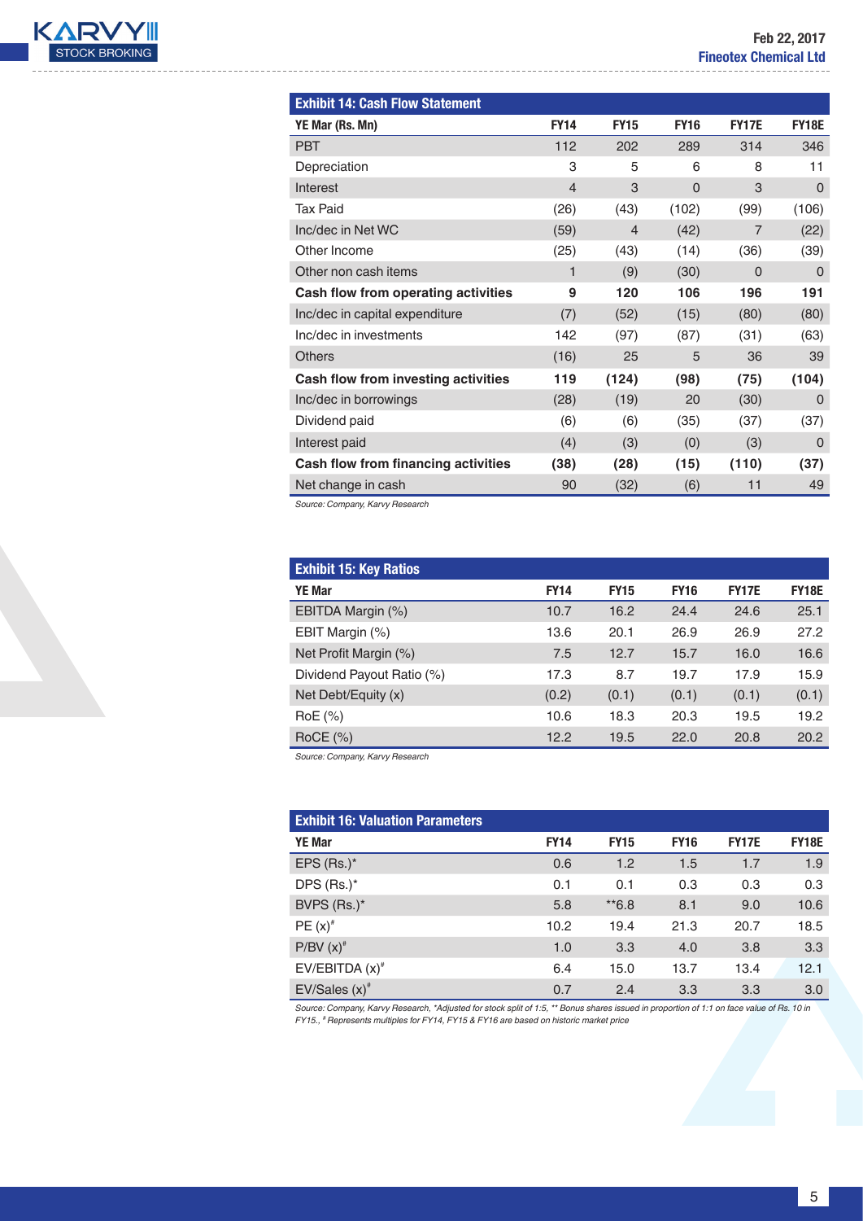**Exhibit 14: Cash Flow Statement**

| YE Mar (Rs. Mn) | FY14 | FY15 | FY16 | FY17E | FY18E |
|---|---|---|---|---|---|
| PBT | 112 | 202 | 289 | 314 | 346 |
| Depreciation | 3 | 5 | 6 | 8 | 11 |
| Interest | 4 | 3 | 0 | 3 | 0 |
| Tax Paid | (26) | (43) | (102) | (99) | (106) |
| Inc/dec in Net WC | (59) | 4 | (42) | 7 | (22) |
| Other Income | (25) | (43) | (14) | (36) | (39) |
| Other non cash items | 1 | (9) | (30) | 0 | 0 |
| **Cash flow from operating activities** | **9** | **120** | **106** | **196** | **191** |
| Inc/dec in capital expenditure | (7) | (52) | (15) | (80) | (80) |
| Inc/dec in investments | 142 | (97) | (87) | (31) | (63) |
| Others | (16) | 25 | 5 | 36 | 39 |
| **Cash flow from investing activities** | **119** | **(124)** | **(98)** | **(75)** | **(104)** |
| Inc/dec in borrowings | (28) | (19) | 20 | (30) | 0 |
| Dividend paid | (6) | (6) | (35) | (37) | (37) |
| Interest paid | (4) | (3) | (0) | (3) | 0 |
| **Cash flow from financing activities** | **(38)** | **(28)** | **(15)** | **(110)** | **(37)** |
| Net change in cash | 90 | (32) | (6) | 11 | 49 |

*Source: Company, Karvy Research*

**Exhibit 15: Key Ratios**

| YE Mar | FY14 | FY15 | FY16 | FY17E | FY18E |
|---|---|---|---|---|---|
| EBITDA Margin (%) | 10.7 | 16.2 | 24.4 | 24.6 | 25.1 |
| EBIT Margin (%) | 13.6 | 20.1 | 26.9 | 26.9 | 27.2 |
| Net Profit Margin (%) | 7.5 | 12.7 | 15.7 | 16.0 | 16.6 |
| Dividend Payout Ratio (%) | 17.3 | 8.7 | 19.7 | 17.9 | 15.9 |
| Net Debt/Equity (x) | (0.2) | (0.1) | (0.1) | (0.1) | (0.1) |
| RoE (%) | 10.6 | 18.3 | 20.3 | 19.5 | 19.2 |
| RoCE (%) | 12.2 | 19.5 | 22.0 | 20.8 | 20.2 |

*Source: Company, Karvy Research*

**Exhibit 16: Valuation Parameters**

| YE Mar | FY14 | FY15 | FY16 | FY17E | FY18E |
|---|---|---|---|---|---|
| EPS (Rs.)* | 0.6 | 1.2 | 1.5 | 1.7 | 1.9 |
| DPS (Rs.)* | 0.1 | 0.1 | 0.3 | 0.3 | 0.3 |
| BVPS (Rs.)* | 5.8 | **6.8 | 8.1 | 9.0 | 10.6 |
| PE (x)# | 10.2 | 19.4 | 21.3 | 20.7 | 18.5 |
| P/BV (x)# | 1.0 | 3.3 | 4.0 | 3.8 | 3.3 |
| EV/EBITDA (x)# | 6.4 | 15.0 | 13.7 | 13.4 | 12.1 |
| EV/Sales (x)# | 0.7 | 2.4 | 3.3 | 3.3 | 3.0 |

*Source: Company, Karvy Research, *Adjusted for stock split of 1:5, ** Bonus shares issued in proportion of 1:1 on face value of Rs. 10 in FY15., # Represents multiples for FY14, FY15 & FY16 are based on historic market price*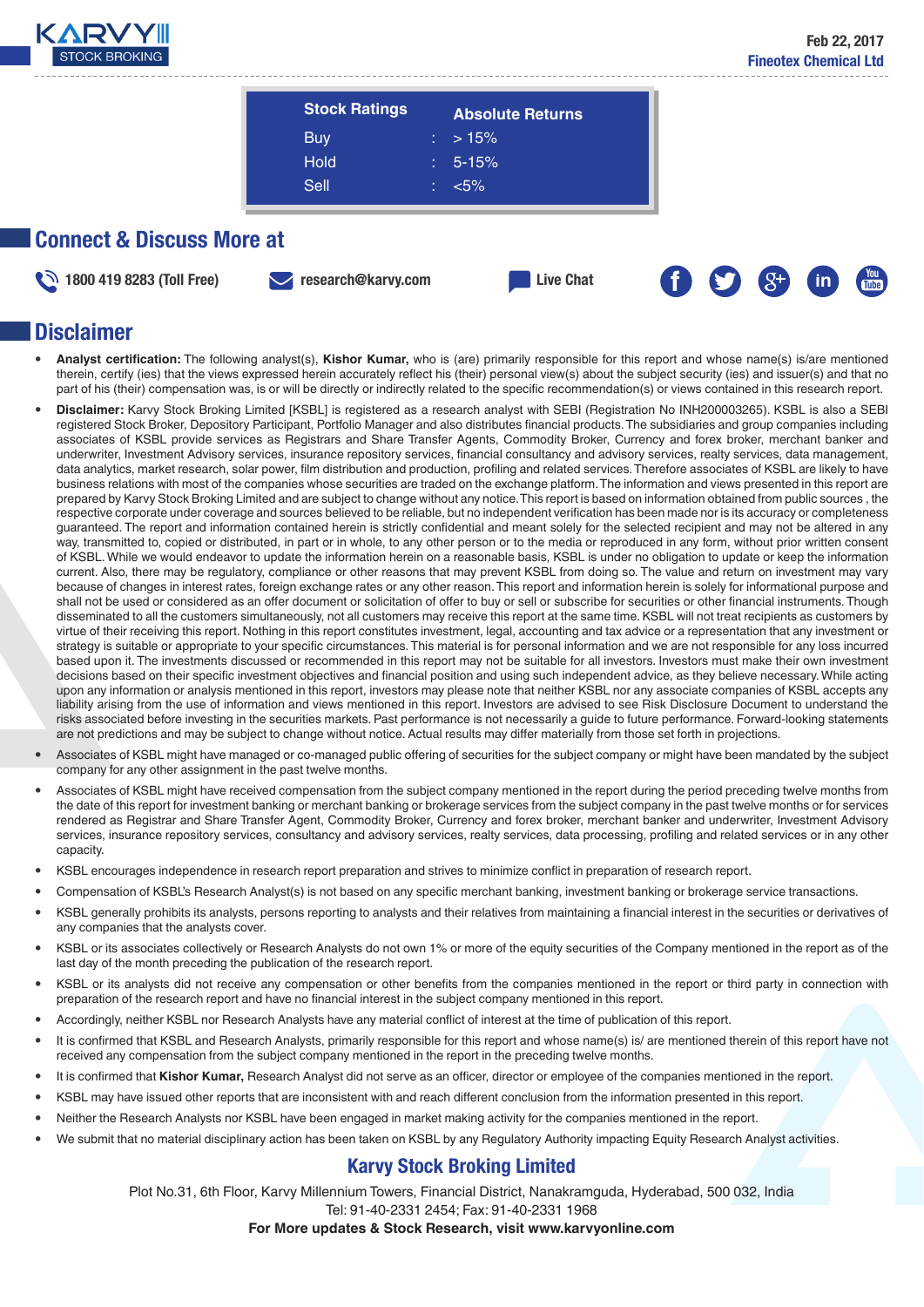| Stock Ratings | | Absolute Returns |
|---|---|---|
| Buy | : | > 15% |
| Hold | : | 5-15% |
| Sell | : | <5% |

## Connect & Discuss More at

1800 419 8283 (Toll Free) research@karvy.com Live Chat

## Disclaimer

- **Analyst certification:** The following analyst(s), **Kishor Kumar,** who is (are) primarily responsible for this report and whose name(s) is/are mentioned therein, certify (ies) that the views expressed herein accurately reflect his (their) personal view(s) about the subject security (ies) and issuer(s) and that no part of his (their) compensation was, is or will be directly or indirectly related to the specific recommendation(s) or views contained in this research report.
- **Disclaimer:** Karvy Stock Broking Limited [KSBL] is registered as a research analyst with SEBI (Registration No INH200003265). KSBL is also a SEBI registered Stock Broker, Depository Participant, Portfolio Manager and also distributes financial products. The subsidiaries and group companies including associates of KSBL provide services as Registrars and Share Transfer Agents, Commodity Broker, Currency and forex broker, merchant banker and underwriter, Investment Advisory services, insurance repository services, financial consultancy and advisory services, realty services, data management, data analytics, market research, solar power, film distribution and production, profiling and related services. Therefore associates of KSBL are likely to have business relations with most of the companies whose securities are traded on the exchange platform. The information and views presented in this report are prepared by Karvy Stock Broking Limited and are subject to change without any notice. This report is based on information obtained from public sources , the respective corporate under coverage and sources believed to be reliable, but no independent verification has been made nor is its accuracy or completeness guaranteed. The report and information contained herein is strictly confidential and meant solely for the selected recipient and may not be altered in any way, transmitted to, copied or distributed, in part or in whole, to any other person or to the media or reproduced in any form, without prior written consent of KSBL. While we would endeavor to update the information herein on a reasonable basis, KSBL is under no obligation to update or keep the information current. Also, there may be regulatory, compliance or other reasons that may prevent KSBL from doing so. The value and return on investment may vary because of changes in interest rates, foreign exchange rates or any other reason. This report and information herein is solely for informational purpose and shall not be used or considered as an offer document or solicitation of offer to buy or sell or subscribe for securities or other financial instruments. Though disseminated to all the customers simultaneously, not all customers may receive this report at the same time. KSBL will not treat recipients as customers by virtue of their receiving this report. Nothing in this report constitutes investment, legal, accounting and tax advice or a representation that any investment or strategy is suitable or appropriate to your specific circumstances. This material is for personal information and we are not responsible for any loss incurred based upon it. The investments discussed or recommended in this report may not be suitable for all investors. Investors must make their own investment decisions based on their specific investment objectives and financial position and using such independent advice, as they believe necessary. While acting upon any information or analysis mentioned in this report, investors may please note that neither KSBL nor any associate companies of KSBL accepts any liability arising from the use of information and views mentioned in this report. Investors are advised to see Risk Disclosure Document to understand the risks associated before investing in the securities markets. Past performance is not necessarily a guide to future performance. Forward-looking statements are not predictions and may be subject to change without notice. Actual results may differ materially from those set forth in projections.
- Associates of KSBL might have managed or co-managed public offering of securities for the subject company or might have been mandated by the subject company for any other assignment in the past twelve months.
- Associates of KSBL might have received compensation from the subject company mentioned in the report during the period preceding twelve months from the date of this report for investment banking or merchant banking or brokerage services from the subject company in the past twelve months or for services rendered as Registrar and Share Transfer Agent, Commodity Broker, Currency and forex broker, merchant banker and underwriter, Investment Advisory services, insurance repository services, consultancy and advisory services, realty services, data processing, profiling and related services or in any other capacity.
- KSBL encourages independence in research report preparation and strives to minimize conflict in preparation of research report.
- Compensation of KSBL's Research Analyst(s) is not based on any specific merchant banking, investment banking or brokerage service transactions.
- KSBL generally prohibits its analysts, persons reporting to analysts and their relatives from maintaining a financial interest in the securities or derivatives of any companies that the analysts cover.
- KSBL or its associates collectively or Research Analysts do not own 1% or more of the equity securities of the Company mentioned in the report as of the last day of the month preceding the publication of the research report.
- KSBL or its analysts did not receive any compensation or other benefits from the companies mentioned in the report or third party in connection with preparation of the research report and have no financial interest in the subject company mentioned in this report.
- Accordingly, neither KSBL nor Research Analysts have any material conflict of interest at the time of publication of this report.
- It is confirmed that KSBL and Research Analysts, primarily responsible for this report and whose name(s) is/ are mentioned therein of this report have not received any compensation from the subject company mentioned in the report in the preceding twelve months.
- It is confirmed that **Kishor Kumar,** Research Analyst did not serve as an officer, director or employee of the companies mentioned in the report.
- KSBL may have issued other reports that are inconsistent with and reach different conclusion from the information presented in this report.
- Neither the Research Analysts nor KSBL have been engaged in market making activity for the companies mentioned in the report.
- We submit that no material disciplinary action has been taken on KSBL by any Regulatory Authority impacting Equity Research Analyst activities.

## Karvy Stock Broking Limited

Plot No.31, 6th Floor, Karvy Millennium Towers, Financial District, Nanakramguda, Hyderabad, 500 032, India
Tel: 91-40-2331 2454; Fax: 91-40-2331 1968
**For More updates & Stock Research, visit www.karvyonline.com**